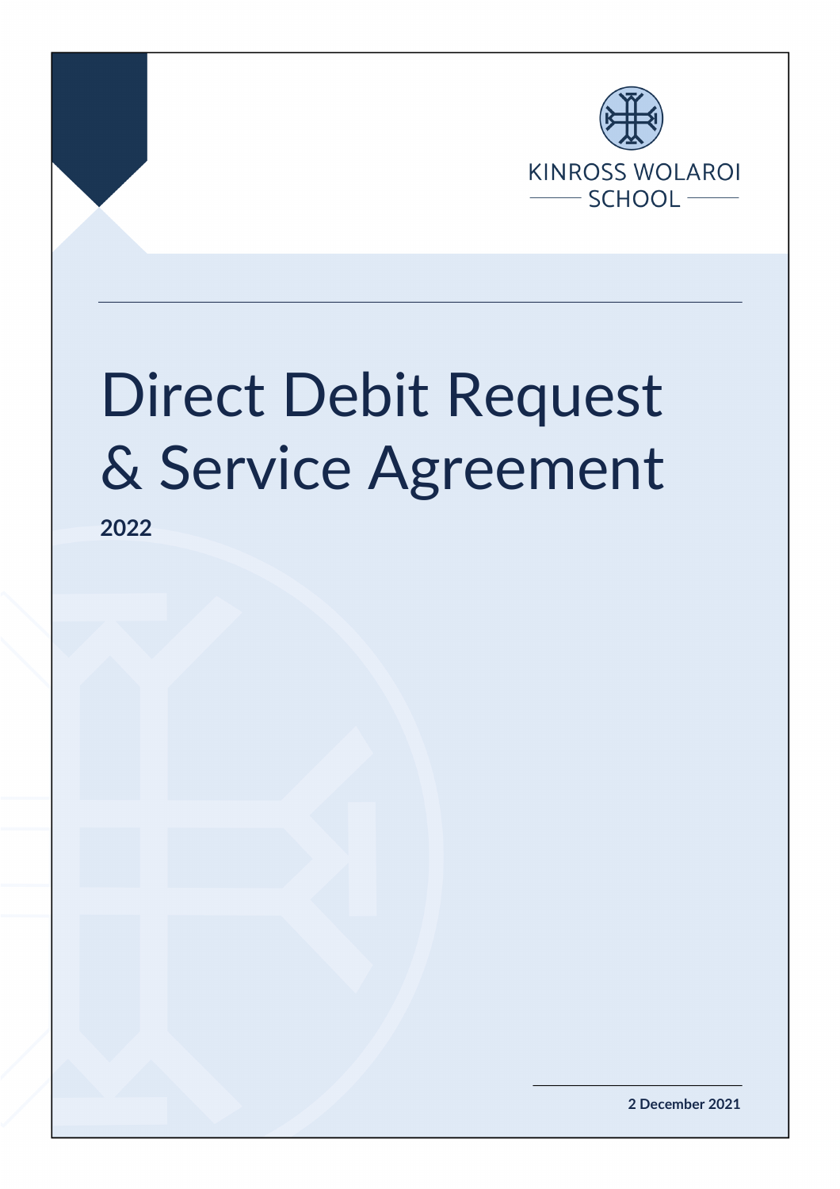KINROSS WOLAROI SCHOOL

# Direct Debit Request & Service Agreement

**2022**

**2 December 2021**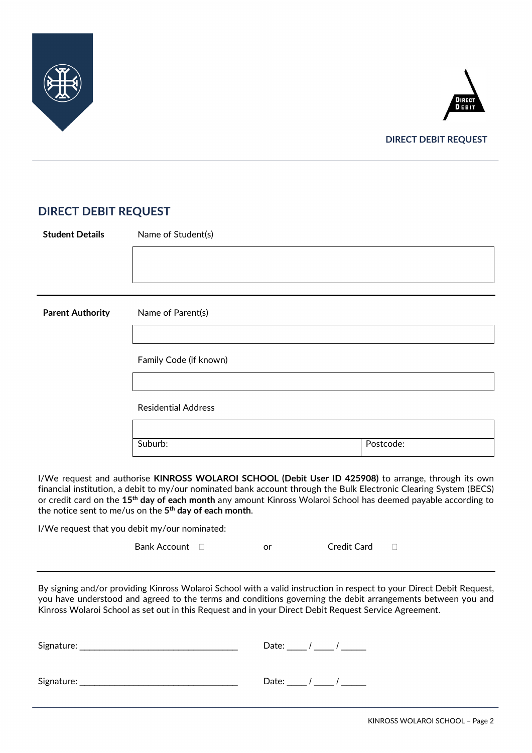DIRECT DEBIT REQUEST

## DIRECT DEBIT REQUEST

**Student Details**

Name of Student(s)

| |
|---|
| |

**Parent Authority**

Name of Parent(s)

| |
|---|
| |

Family Code (if known)

| |
|---|
| |

Residential Address

| | |
|---|---|
| | |
| Suburb: | Postcode: |

I/We request and authorise **KINROSS WOLAROI SCHOOL (Debit User ID 425908)** to arrange, through its own financial institution, a debit to my/our nominated bank account through the Bulk Electronic Clearing System (BECS) or credit card on the **15th day of each month** any amount Kinross Wolaroi School has deemed payable according to the notice sent to me/us on the **5th day of each month**.

I/We request that you debit my/our nominated:

Bank Account ☐ or Credit Card ☐

By signing and/or providing Kinross Wolaroi School with a valid instruction in respect to your Direct Debit Request, you have understood and agreed to the terms and conditions governing the debit arrangements between you and Kinross Wolaroi School as set out in this Request and in your Direct Debit Request Service Agreement.

Signature: ___________________________________ Date: ____ / ____ / _____

Signature: ___________________________________ Date: ____ / ____ / _____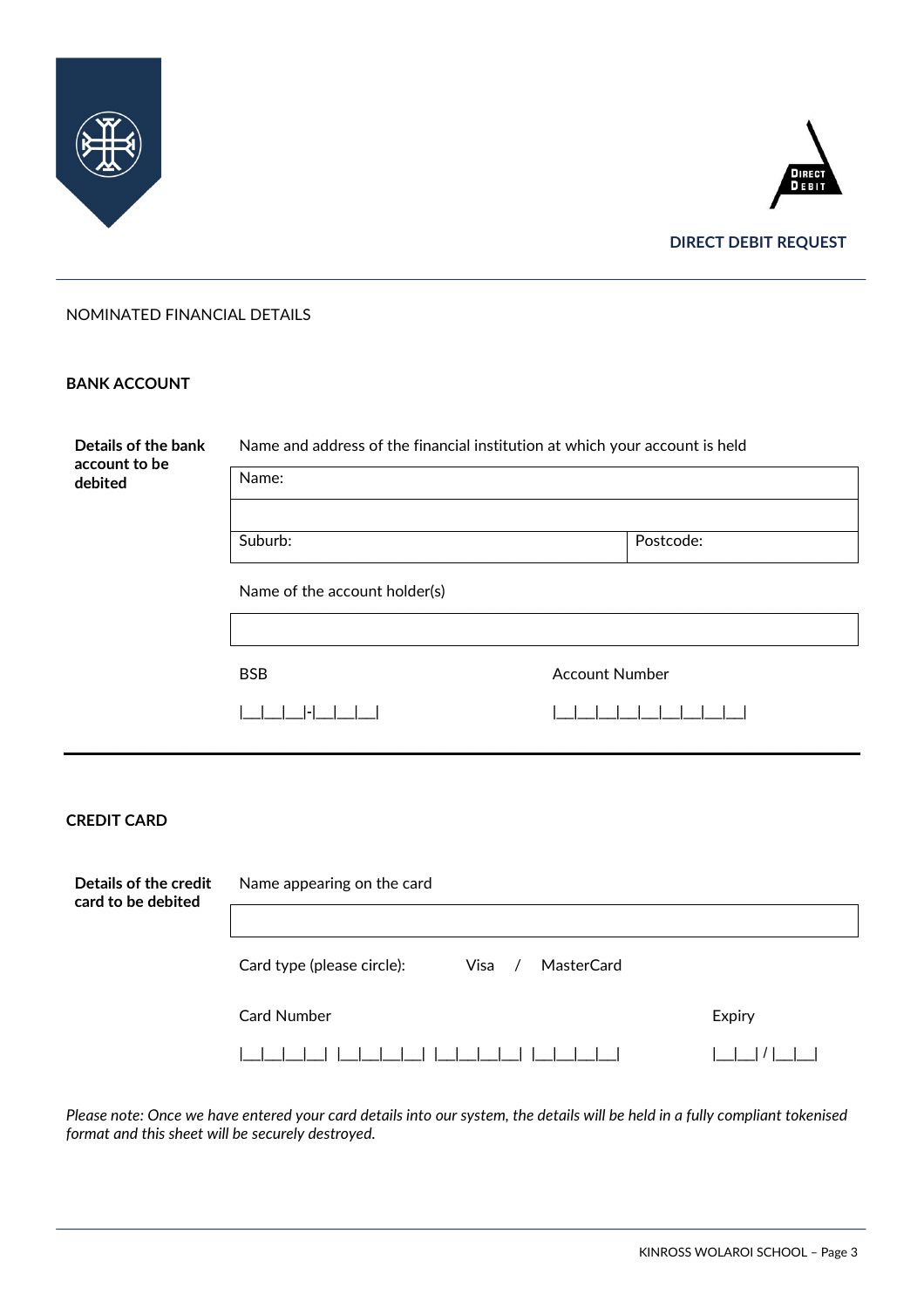DIRECT DEBIT REQUEST

NOMINATED FINANCIAL DETAILS

## BANK ACCOUNT

**Details of the bank account to be debited**

Name and address of the financial institution at which your account is held

| Name: | |
|---|---|
| | |
| Suburb: | Postcode: |

Name of the account holder(s)

| |
|---|
| |

BSB

|__|__|__|-|__|__|__|

Account Number

|__|__|__|__|__|__|__|__|__|

## CREDIT CARD

**Details of the credit card to be debited**

Name appearing on the card

| |
|---|
| |

Card type (please circle): Visa / MasterCard

Card Number

|__|__|__|__| |__|__|__|__| |__|__|__|__| |__|__|__|__|

Expiry

|__|__| / |__|__|

*Please note: Once we have entered your card details into our system, the details will be held in a fully compliant tokenised format and this sheet will be securely destroyed.*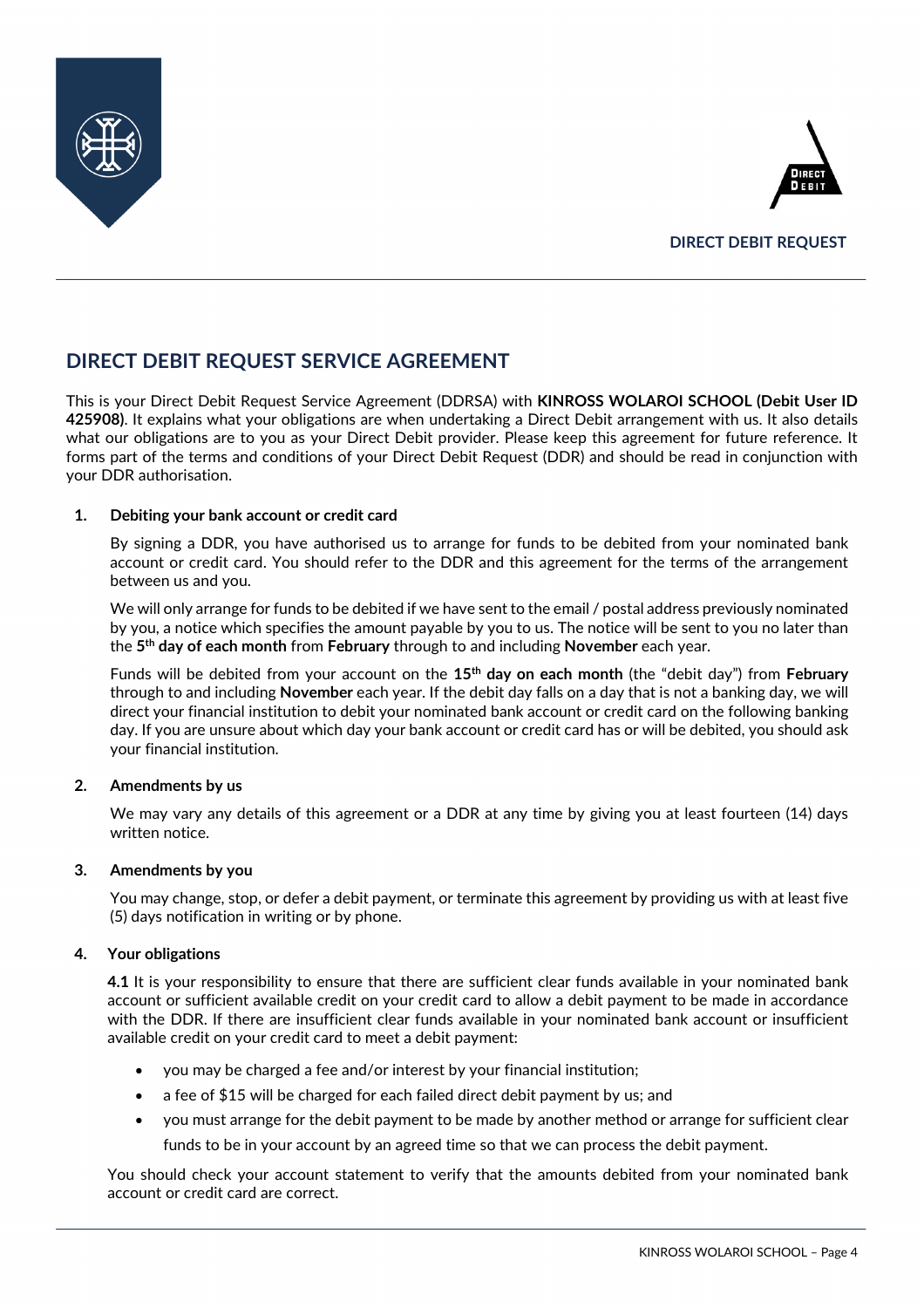DIRECT DEBIT REQUEST

## DIRECT DEBIT REQUEST SERVICE AGREEMENT

This is your Direct Debit Request Service Agreement (DDRSA) with **KINROSS WOLAROI SCHOOL (Debit User ID 425908)**. It explains what your obligations are when undertaking a Direct Debit arrangement with us. It also details what our obligations are to you as your Direct Debit provider. Please keep this agreement for future reference. It forms part of the terms and conditions of your Direct Debit Request (DDR) and should be read in conjunction with your DDR authorisation.

### 1. Debiting your bank account or credit card

By signing a DDR, you have authorised us to arrange for funds to be debited from your nominated bank account or credit card. You should refer to the DDR and this agreement for the terms of the arrangement between us and you.

We will only arrange for funds to be debited if we have sent to the email / postal address previously nominated by you, a notice which specifies the amount payable by you to us. The notice will be sent to you no later than the **5th day of each month** from **February** through to and including **November** each year.

Funds will be debited from your account on the **15th day on each month** (the "debit day") from **February** through to and including **November** each year. If the debit day falls on a day that is not a banking day, we will direct your financial institution to debit your nominated bank account or credit card on the following banking day. If you are unsure about which day your bank account or credit card has or will be debited, you should ask your financial institution.

### 2. Amendments by us

We may vary any details of this agreement or a DDR at any time by giving you at least fourteen (14) days written notice.

### 3. Amendments by you

You may change, stop, or defer a debit payment, or terminate this agreement by providing us with at least five (5) days notification in writing or by phone.

### 4. Your obligations

**4.1** It is your responsibility to ensure that there are sufficient clear funds available in your nominated bank account or sufficient available credit on your credit card to allow a debit payment to be made in accordance with the DDR. If there are insufficient clear funds available in your nominated bank account or insufficient available credit on your credit card to meet a debit payment:

- you may be charged a fee and/or interest by your financial institution;
- a fee of $15 will be charged for each failed direct debit payment by us; and
- you must arrange for the debit payment to be made by another method or arrange for sufficient clear funds to be in your account by an agreed time so that we can process the debit payment.

You should check your account statement to verify that the amounts debited from your nominated bank account or credit card are correct.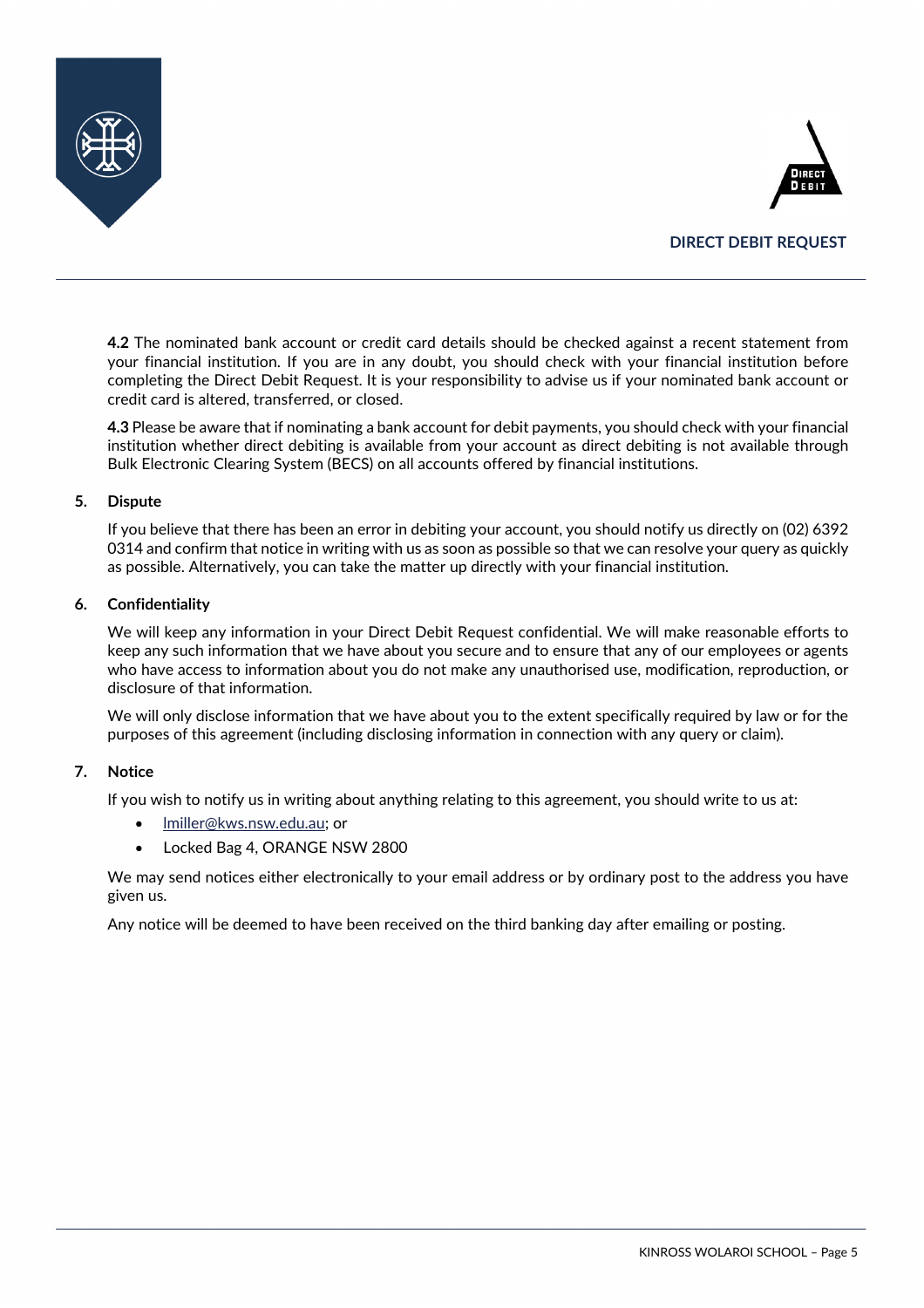**DIRECT DEBIT REQUEST**

**4.2** The nominated bank account or credit card details should be checked against a recent statement from your financial institution. If you are in any doubt, you should check with your financial institution before completing the Direct Debit Request. It is your responsibility to advise us if your nominated bank account or credit card is altered, transferred, or closed.

**4.3** Please be aware that if nominating a bank account for debit payments, you should check with your financial institution whether direct debiting is available from your account as direct debiting is not available through Bulk Electronic Clearing System (BECS) on all accounts offered by financial institutions.

## 5. Dispute

If you believe that there has been an error in debiting your account, you should notify us directly on (02) 6392 0314 and confirm that notice in writing with us as soon as possible so that we can resolve your query as quickly as possible. Alternatively, you can take the matter up directly with your financial institution.

## 6. Confidentiality

We will keep any information in your Direct Debit Request confidential. We will make reasonable efforts to keep any such information that we have about you secure and to ensure that any of our employees or agents who have access to information about you do not make any unauthorised use, modification, reproduction, or disclosure of that information.

We will only disclose information that we have about you to the extent specifically required by law or for the purposes of this agreement (including disclosing information in connection with any query or claim).

## 7. Notice

If you wish to notify us in writing about anything relating to this agreement, you should write to us at:

- lmiller@kws.nsw.edu.au; or
- Locked Bag 4, ORANGE NSW 2800

We may send notices either electronically to your email address or by ordinary post to the address you have given us.

Any notice will be deemed to have been received on the third banking day after emailing or posting.